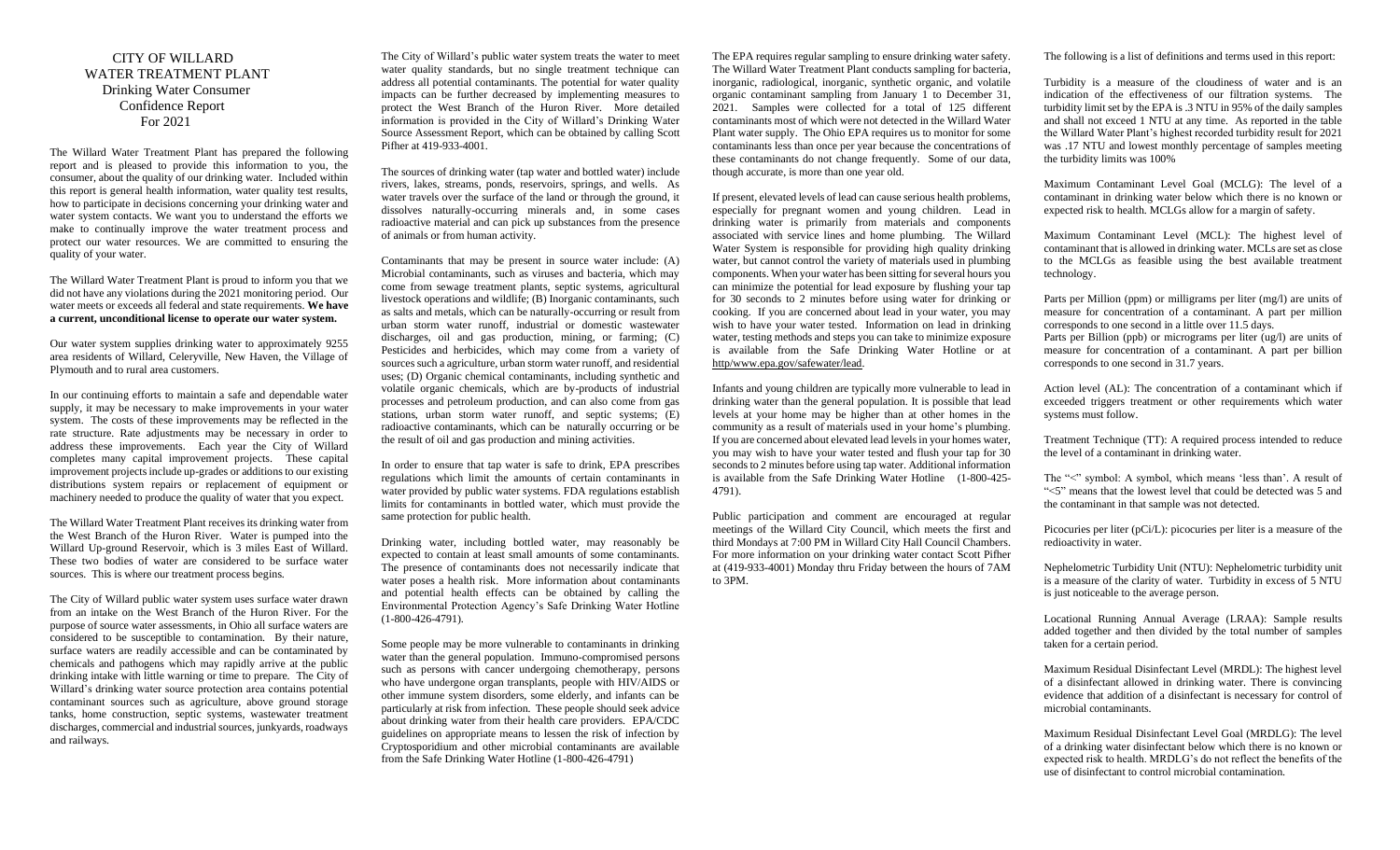# CITY OF WILLARD WATER TREATMENT PLANT

## Drinking Water Consumer Confidence Report For 2021

The Willard Water Treatment Plant has prepared the following report and is pleased to provide this information to you, the consumer, about the quality of our drinking water. Included within this report is general health information, water quality test results, how to participate in decisions concerning your drinking water and water system contacts. We want you to understand the efforts we make to continually improve the water treatment process and protect our water resources. We are committed to ensuring the quality of your water.

The Willard Water Treatment Plant is proud to inform you that we did not have any violations during the 2021 monitoring period. Our water meets or exceeds all federal and state requirements. **We have a current, unconditional license to operate our water system.**

Our water system supplies drinking water to approximately 9255 area residents of Willard, Celeryville, New Haven, the Village of Plymouth and to rural area customers.

In our continuing efforts to maintain a safe and dependable water supply, it may be necessary to make improvements in your water system. The costs of these improvements may be reflected in the rate structure. Rate adjustments may be necessary in order to address these improvements. Each year the City of Willard completes many capital improvement projects. These capital improvement projects include up-grades or additions to our existing distributions system repairs or replacement of equipment or machinery needed to produce the quality of water that you expect.

The Willard Water Treatment Plant receives its drinking water from the West Branch of the Huron River. Water is pumped into the Willard Up-ground Reservoir, which is 3 miles East of Willard. These two bodies of water are considered to be surface water sources. This is where our treatment process begins.

The City of Willard public water system uses surface water drawn from an intake on the West Branch of the Huron River. For the purpose of source water assessments, in Ohio all surface waters are considered to be susceptible to contamination. By their nature, surface waters are readily accessible and can be contaminated by chemicals and pathogens which may rapidly arrive at the public drinking intake with little warning or time to prepare. The City of Willard's drinking water source protection area contains potential contaminant sources such as agriculture, above ground storage tanks, home construction, septic systems, wastewater treatment discharges, commercial and industrial sources, junkyards, roadways and railways.

The City of Willard's public water system treats the water to meet water quality standards, but no single treatment technique can address all potential contaminants. The potential for water quality impacts can be further decreased by implementing measures to protect the West Branch of the Huron River. More detailed information is provided in the City of Willard's Drinking Water Source Assessment Report, which can be obtained by calling Scott Pifher at 419-933-4001.

The sources of drinking water (tap water and bottled water) include rivers, lakes, streams, ponds, reservoirs, springs, and wells. As water travels over the surface of the land or through the ground, it dissolves naturally-occurring minerals and, in some cases radioactive material and can pick up substances from the presence of animals or from human activity.

Contaminants that may be present in source water include: (A) Microbial contaminants, such as viruses and bacteria, which may come from sewage treatment plants, septic systems, agricultural livestock operations and wildlife; (B) Inorganic contaminants, such as salts and metals, which can be naturally-occurring or result from urban storm water runoff, industrial or domestic wastewater discharges, oil and gas production, mining, or farming; (C) Pesticides and herbicides, which may come from a variety of sources such a agriculture, urban storm water runoff, and residential uses; (D) Organic chemical contaminants, including synthetic and volatile organic chemicals, which are by-products of industrial processes and petroleum production, and can also come from gas stations, urban storm water runoff, and septic systems; (E) radioactive contaminants, which can be naturally occurring or be the result of oil and gas production and mining activities.

In order to ensure that tap water is safe to drink, EPA prescribes regulations which limit the amounts of certain contaminants in water provided by public water systems. FDA regulations establish limits for contaminants in bottled water, which must provide the same protection for public health.

Drinking water, including bottled water, may reasonably be expected to contain at least small amounts of some contaminants. The presence of contaminants does not necessarily indicate that water poses a health risk. More information about contaminants and potential health effects can be obtained by calling the Environmental Protection Agency's Safe Drinking Water Hotline (1-800-426-4791).

Some people may be more vulnerable to contaminants in drinking water than the general population. Immuno-compromised persons such as persons with cancer undergoing chemotherapy, persons who have undergone organ transplants, people with HIV/AIDS or other immune system disorders, some elderly, and infants can be particularly at risk from infection. These people should seek advice about drinking water from their health care providers. EPA/CDC guidelines on appropriate means to lessen the risk of infection by Cryptosporidium and other microbial contaminants are available from the Safe Drinking Water Hotline (1-800-426-4791)

The EPA requires regular sampling to ensure drinking water safety. The Willard Water Treatment Plant conducts sampling for bacteria, inorganic, radiological, inorganic, synthetic organic, and volatile organic contaminant sampling from January 1 to December 31, 2021. Samples were collected for a total of 125 different contaminants most of which were not detected in the Willard Water Plant water supply. The Ohio EPA requires us to monitor for some contaminants less than once per year because the concentrations of these contaminants do not change frequently. Some of our data, though accurate, is more than one year old.

If present, elevated levels of lead can cause serious health problems, especially for pregnant women and young children. Lead in drinking water is primarily from materials and components associated with service lines and home plumbing. The Willard Water System is responsible for providing high quality drinking water, but cannot control the variety of materials used in plumbing components. When your water has been sitting for several hours you can minimize the potential for lead exposure by flushing your tap for 30 seconds to 2 minutes before using water for drinking or cooking. If you are concerned about lead in your water, you may wish to have your water tested. Information on lead in drinking water, testing methods and steps you can take to minimize exposure is available from the Safe Drinking Water Hotline or at http/www.epa.gov/safewater/lead.

Infants and young children are typically more vulnerable to lead in drinking water than the general population. It is possible that lead levels at your home may be higher than at other homes in the community as a result of materials used in your home's plumbing. If you are concerned about elevated lead levels in your homes water, you may wish to have your water tested and flush your tap for 30 seconds to 2 minutes before using tap water. Additional information is available from the Safe Drinking Water Hotline (1-800-425-4791).

Public participation and comment are encouraged at regular meetings of the Willard City Council, which meets the first and third Mondays at 7:00 PM in Willard City Hall Council Chambers. For more information on your drinking water contact Scott Pifher at (419-933-4001) Monday thru Friday between the hours of 7AM to 3PM.

The following is a list of definitions and terms used in this report:

Turbidity is a measure of the cloudiness of water and is an indication of the effectiveness of our filtration systems. The turbidity limit set by the EPA is .3 NTU in 95% of the daily samples and shall not exceed 1 NTU at any time. As reported in the table the Willard Water Plant's highest recorded turbidity result for 2021 was .17 NTU and lowest monthly percentage of samples meeting the turbidity limits was 100%

Maximum Contaminant Level Goal (MCLG): The level of a contaminant in drinking water below which there is no known or expected risk to health. MCLGs allow for a margin of safety.

Maximum Contaminant Level (MCL): The highest level of contaminant that is allowed in drinking water. MCLs are set as close to the MCLGs as feasible using the best available treatment technology.

Parts per Million (ppm) or milligrams per liter (mg/l) are units of measure for concentration of a contaminant. A part per million corresponds to one second in a little over 11.5 days.
Parts per Billion (ppb) or micrograms per liter (ug/l) are units of measure for concentration of a contaminant. A part per billion corresponds to one second in 31.7 years.

Action level (AL): The concentration of a contaminant which if exceeded triggers treatment or other requirements which water systems must follow.

Treatment Technique (TT): A required process intended to reduce the level of a contaminant in drinking water.

The "<" symbol: A symbol, which means 'less than'. A result of "<5" means that the lowest level that could be detected was 5 and the contaminant in that sample was not detected.

Picocuries per liter (pCi/L): picocuries per liter is a measure of the redioactivity in water.

Nephelometric Turbidity Unit (NTU): Nephelometric turbidity unit is a measure of the clarity of water. Turbidity in excess of 5 NTU is just noticeable to the average person.

Locational Running Annual Average (LRAA): Sample results added together and then divided by the total number of samples taken for a certain period.

Maximum Residual Disinfectant Level (MRDL): The highest level of a disinfectant allowed in drinking water. There is convincing evidence that addition of a disinfectant is necessary for control of microbial contaminants.

Maximum Residual Disinfectant Level Goal (MRDLG): The level of a drinking water disinfectant below which there is no known or expected risk to health. MRDLG's do not reflect the benefits of the use of disinfectant to control microbial contamination.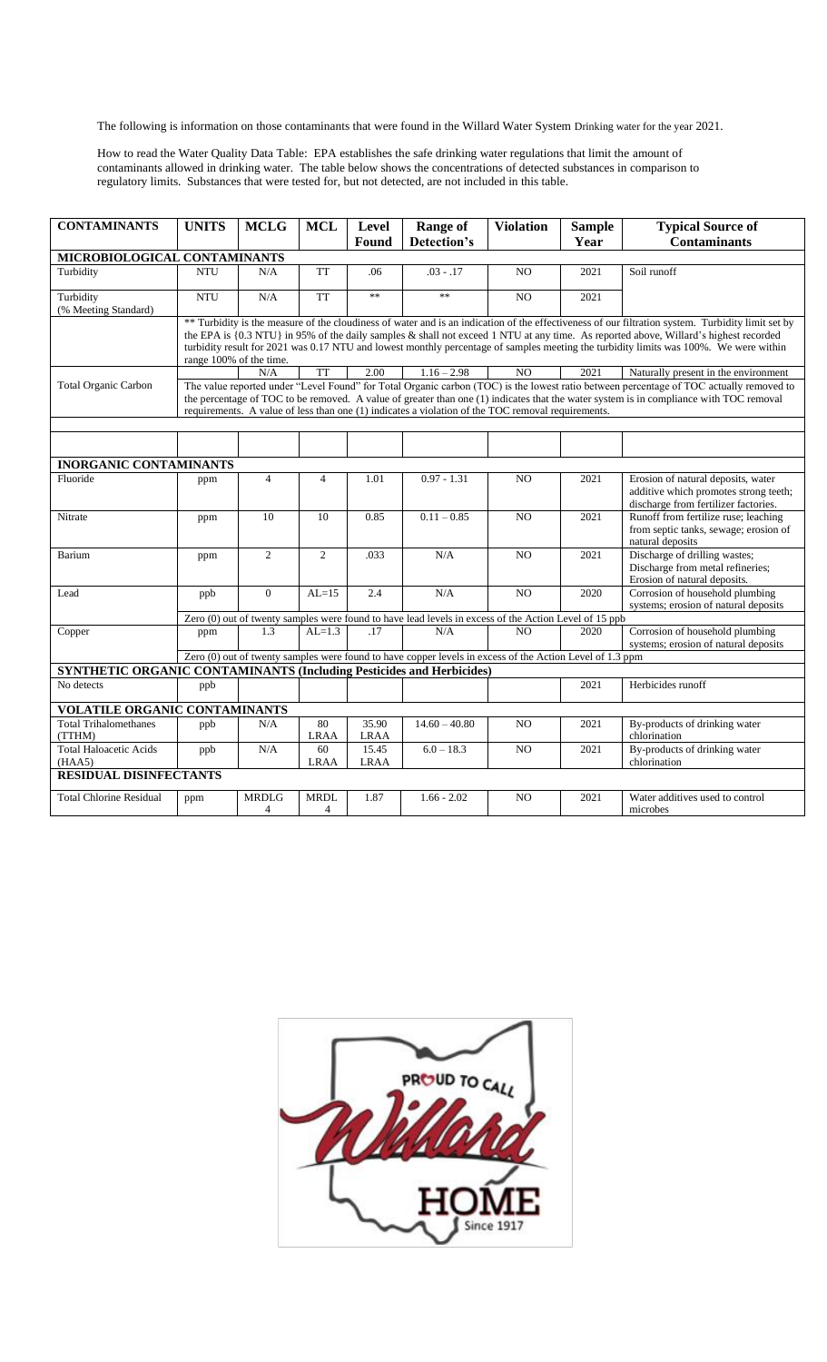The following is information on those contaminants that were found in the Willard Water System Drinking water for the year 2021.

How to read the Water Quality Data Table: EPA establishes the safe drinking water regulations that limit the amount of contaminants allowed in drinking water. The table below shows the concentrations of detected substances in comparison to regulatory limits. Substances that were tested for, but not detected, are not included in this table.

| CONTAMINANTS | UNITS | MCLG | MCL | Level Found | Range of Detection's | Violation | Sample Year | Typical Source of Contaminants |
|---|---|---|---|---|---|---|---|---|
| **MICROBIOLOGICAL CONTAMINANTS** | | | | | | | | |
| Turbidity | NTU | N/A | TT | .06 | .03 - .17 | NO | 2021 | Soil runoff |
| Turbidity (% Meeting Standard) | NTU | N/A | TT | ** | ** | NO | 2021 | |
| | ** Turbidity is the measure of the cloudiness of water and is an indication of the effectiveness of our filtration system. Turbidity limit set by the EPA is {0.3 NTU} in 95% of the daily samples & shall not exceed 1 NTU at any time. As reported above, Willard's highest recorded turbidity result for 2021 was 0.17 NTU and lowest monthly percentage of samples meeting the turbidity limits was 100%. We were within range 100% of the time. | | | | | | | |
| Total Organic Carbon | | N/A | TT | 2.00 | 1.16 – 2.98 | NO | 2021 | Naturally present in the environment |
| | The value reported under "Level Found" for Total Organic carbon (TOC) is the lowest ratio between percentage of TOC actually removed to the percentage of TOC to be removed. A value of greater than one (1) indicates that the water system is in compliance with TOC removal requirements. A value of less than one (1) indicates a violation of the TOC removal requirements. | | | | | | | |
| | | | | | | | | |
| | | | | | | | | |
| **INORGANIC CONTAMINANTS** | | | | | | | | |
| Fluoride | ppm | 4 | 4 | 1.01 | 0.97 - 1.31 | NO | 2021 | Erosion of natural deposits, water additive which promotes strong teeth; discharge from fertilizer factories. |
| Nitrate | ppm | 10 | 10 | 0.85 | 0.11 – 0.85 | NO | 2021 | Runoff from fertilize ruse; leaching from septic tanks, sewage; erosion of natural deposits |
| Barium | ppm | 2 | 2 | .033 | N/A | NO | 2021 | Discharge of drilling wastes; Discharge from metal refineries; Erosion of natural deposits. |
| Lead | ppb | 0 | AL=15 | 2.4 | N/A | NO | 2020 | Corrosion of household plumbing systems; erosion of natural deposits |
| | Zero (0) out of twenty samples were found to have lead levels in excess of the Action Level of 15 ppb | | | | | | | |
| Copper | ppm | 1.3 | AL=1.3 | .17 | N/A | NO | 2020 | Corrosion of household plumbing systems; erosion of natural deposits |
| | Zero (0) out of twenty samples were found to have copper levels in excess of the Action Level of 1.3 ppm | | | | | | | |
| **SYNTHETIC ORGANIC CONTAMINANTS (Including Pesticides and Herbicides)** | | | | | | | | |
| No detects | ppb | | | | | | 2021 | Herbicides runoff |
| **VOLATILE ORGANIC CONTAMINANTS** | | | | | | | | |
| Total Trihalomethanes (TTHM) | ppb | N/A | 80 LRAA | 35.90 LRAA | 14.60 – 40.80 | NO | 2021 | By-products of drinking water chlorination |
| Total Haloacetic Acids (HAA5) | ppb | N/A | 60 LRAA | 15.45 LRAA | 6.0 – 18.3 | NO | 2021 | By-products of drinking water chlorination |
| **RESIDUAL DISINFECTANTS** | | | | | | | | |
| Total Chlorine Residual | ppm | MRDLG 4 | MRDL 4 | 1.87 | 1.66 - 2.02 | NO | 2021 | Water additives used to control microbes |

PROUD TO CALL Willard HOME Since 1917